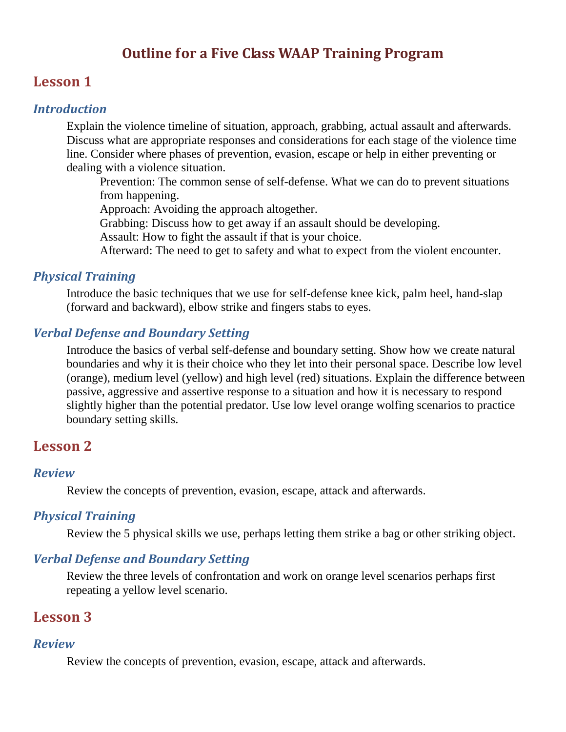# Outline for a Five Class WAAP Training Program

## Lesson 1

### *Introduction*

Explain the violence timeline of situation, approach, grabbing, actual assault and afterwards. Discuss what are appropriate responses and considerations for each stage of the violence time line. Consider where phases of prevention, evasion, escape or help in either preventing or dealing with a violence situation.

Prevention: The common sense of self-defense. What we can do to prevent situations from happening.
Approach: Avoiding the approach altogether.
Grabbing: Discuss how to get away if an assault should be developing.
Assault: How to fight the assault if that is your choice.
Afterward: The need to get to safety and what to expect from the violent encounter.

### *Physical Training*

Introduce the basic techniques that we use for self-defense knee kick, palm heel, hand-slap (forward and backward), elbow strike and fingers stabs to eyes.

### *Verbal Defense and Boundary Setting*

Introduce the basics of verbal self-defense and boundary setting. Show how we create natural boundaries and why it is their choice who they let into their personal space. Describe low level (orange), medium level (yellow) and high level (red) situations. Explain the difference between passive, aggressive and assertive response to a situation and how it is necessary to respond slightly higher than the potential predator. Use low level orange wolfing scenarios to practice boundary setting skills.

## Lesson 2

### *Review*

Review the concepts of prevention, evasion, escape, attack and afterwards.

### *Physical Training*

Review the 5 physical skills we use, perhaps letting them strike a bag or other striking object.

### *Verbal Defense and Boundary Setting*

Review the three levels of confrontation and work on orange level scenarios perhaps first repeating a yellow level scenario.

## Lesson 3

### *Review*

Review the concepts of prevention, evasion, escape, attack and afterwards.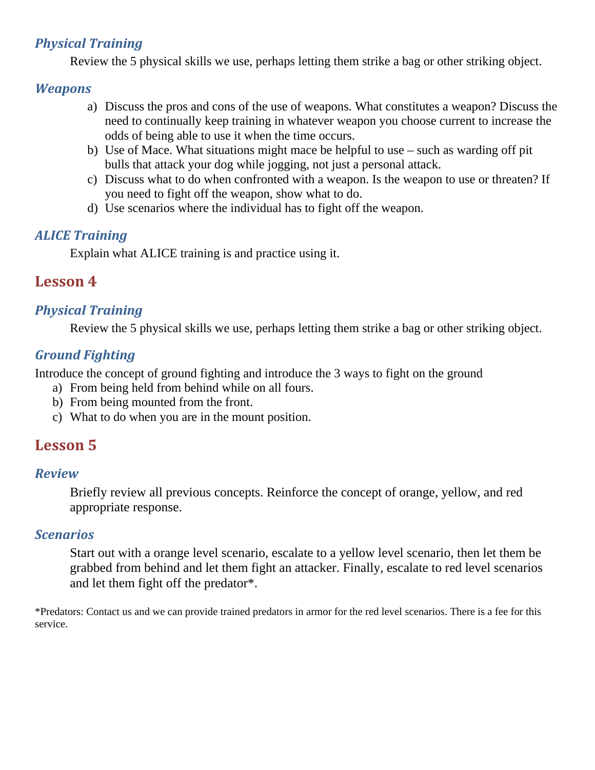### *Physical Training*

Review the 5 physical skills we use, perhaps letting them strike a bag or other striking object.

### *Weapons*

a) Discuss the pros and cons of the use of weapons. What constitutes a weapon? Discuss the need to continually keep training in whatever weapon you choose current to increase the odds of being able to use it when the time occurs.
b) Use of Mace. What situations might mace be helpful to use – such as warding off pit bulls that attack your dog while jogging, not just a personal attack.
c) Discuss what to do when confronted with a weapon. Is the weapon to use or threaten? If you need to fight off the weapon, show what to do.
d) Use scenarios where the individual has to fight off the weapon.

### *ALICE Training*

Explain what ALICE training is and practice using it.

## Lesson 4

### *Physical Training*

Review the 5 physical skills we use, perhaps letting them strike a bag or other striking object.

### *Ground Fighting*

Introduce the concept of ground fighting and introduce the 3 ways to fight on the ground

a) From being held from behind while on all fours.
b) From being mounted from the front.
c) What to do when you are in the mount position.

## Lesson 5

### *Review*

Briefly review all previous concepts. Reinforce the concept of orange, yellow, and red appropriate response.

### *Scenarios*

Start out with a orange level scenario, escalate to a yellow level scenario, then let them be grabbed from behind and let them fight an attacker. Finally, escalate to red level scenarios and let them fight off the predator*.

*Predators: Contact us and we can provide trained predators in armor for the red level scenarios. There is a fee for this service.